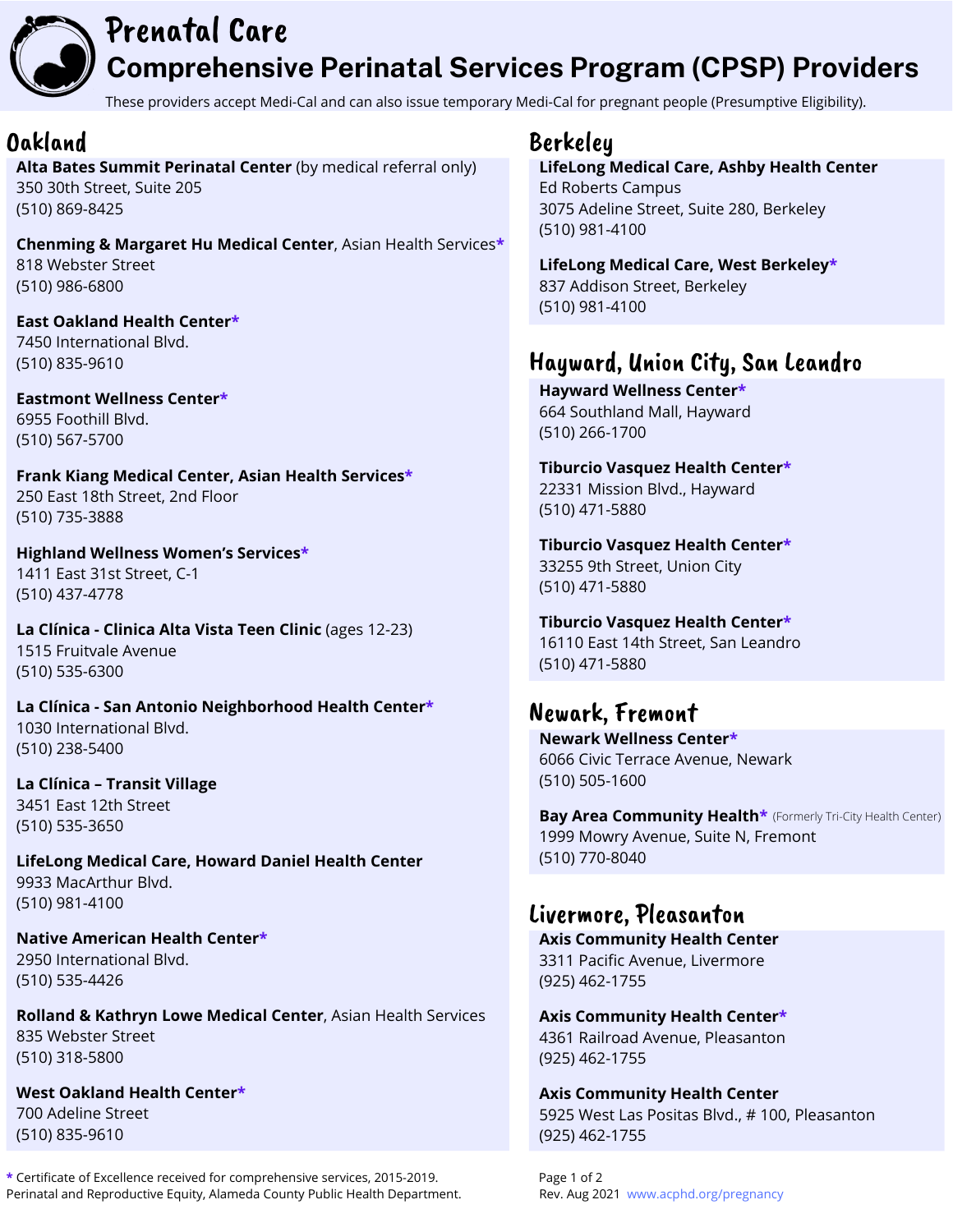# Prenatal Care

# Comprehensive Perinatal Services Program (CPSP) Providers

These providers accept Medi-Cal and can also issue temporary Medi-Cal for pregnant people (Presumptive Eligibility).

## Oakland

**Alta Bates Summit Perinatal Center** (by medical referral only)
350 30th Street, Suite 205
(510) 869-8425

**Chenming & Margaret Hu Medical Center**, Asian Health Services*
818 Webster Street
(510) 986-6800

**East Oakland Health Center***
7450 International Blvd.
(510) 835-9610

**Eastmont Wellness Center***
6955 Foothill Blvd.
(510) 567-5700

**Frank Kiang Medical Center, Asian Health Services***
250 East 18th Street, 2nd Floor
(510) 735-3888

**Highland Wellness Women's Services***
1411 East 31st Street, C-1
(510) 437-4778

**La Clínica - Clinica Alta Vista Teen Clinic** (ages 12-23)
1515 Fruitvale Avenue
(510) 535-6300

**La Clínica - San Antonio Neighborhood Health Center***
1030 International Blvd.
(510) 238-5400

**La Clínica – Transit Village**
3451 East 12th Street
(510) 535-3650

**LifeLong Medical Care, Howard Daniel Health Center**
9933 MacArthur Blvd.
(510) 981-4100

**Native American Health Center***
2950 International Blvd.
(510) 535-4426

**Rolland & Kathryn Lowe Medical Center**, Asian Health Services
835 Webster Street
(510) 318-5800

**West Oakland Health Center***
700 Adeline Street
(510) 835-9610

## Berkeley

**LifeLong Medical Care, Ashby Health Center**
Ed Roberts Campus
3075 Adeline Street, Suite 280, Berkeley
(510) 981-4100

**LifeLong Medical Care, West Berkeley***
837 Addison Street, Berkeley
(510) 981-4100

## Hayward, Union City, San Leandro

**Hayward Wellness Center***
664 Southland Mall, Hayward
(510) 266-1700

**Tiburcio Vasquez Health Center***
22331 Mission Blvd., Hayward
(510) 471-5880

**Tiburcio Vasquez Health Center***
33255 9th Street, Union City
(510) 471-5880

**Tiburcio Vasquez Health Center***
16110 East 14th Street, San Leandro
(510) 471-5880

## Newark, Fremont

**Newark Wellness Center***
6066 Civic Terrace Avenue, Newark
(510) 505-1600

**Bay Area Community Health*** (Formerly Tri-City Health Center)
1999 Mowry Avenue, Suite N, Fremont
(510) 770-8040

## Livermore, Pleasanton

**Axis Community Health Center**
3311 Pacific Avenue, Livermore
(925) 462-1755

**Axis Community Health Center***
4361 Railroad Avenue, Pleasanton
(925) 462-1755

**Axis Community Health Center**
5925 West Las Positas Blvd., # 100, Pleasanton
(925) 462-1755

* Certificate of Excellence received for comprehensive services, 2015-2019.
Perinatal and Reproductive Equity, Alameda County Public Health Department.

Rev. Aug 2021 www.acphd.org/pregnancy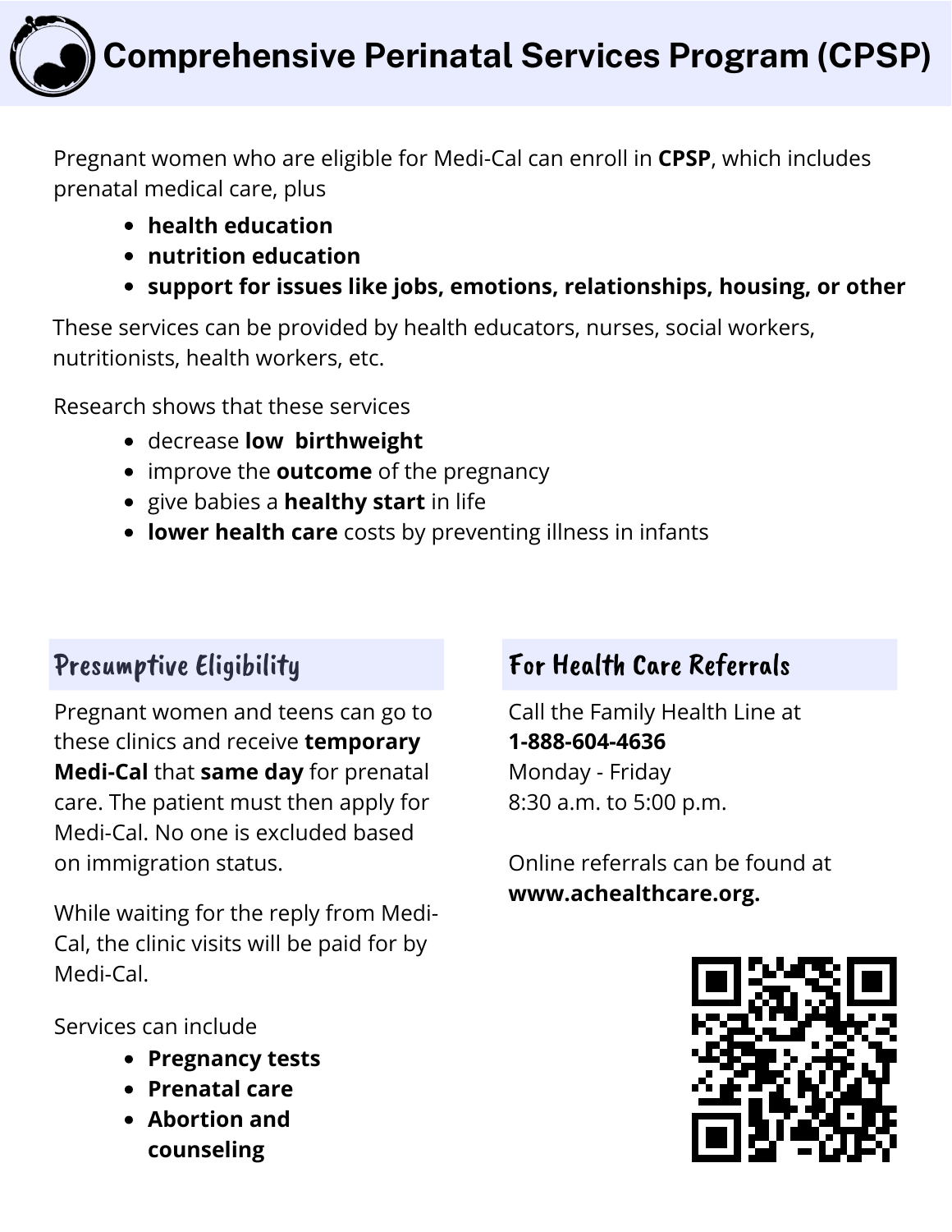# Comprehensive Perinatal Services Program (CPSP)

Pregnant women who are eligible for Medi-Cal can enroll in **CPSP**, which includes prenatal medical care, plus

- **health education**
- **nutrition education**
- **support for issues like jobs, emotions, relationships, housing, or other**

These services can be provided by health educators, nurses, social workers, nutritionists, health workers, etc.

Research shows that these services

- decrease **low birthweight**
- improve the **outcome** of the pregnancy
- give babies a **healthy start** in life
- **lower health care** costs by preventing illness in infants

## Presumptive Eligibility

Pregnant women and teens can go to these clinics and receive **temporary Medi-Cal** that **same day** for prenatal care. The patient must then apply for Medi-Cal. No one is excluded based on immigration status.

While waiting for the reply from Medi-Cal, the clinic visits will be paid for by Medi-Cal.

Services can include

- **Pregnancy tests**
- **Prenatal care**
- **Abortion and counseling**

## For Health Care Referrals

Call the Family Health Line at
**1-888-604-4636**
Monday - Friday
8:30 a.m. to 5:00 p.m.

Online referrals can be found at **www.achealthcare.org.**